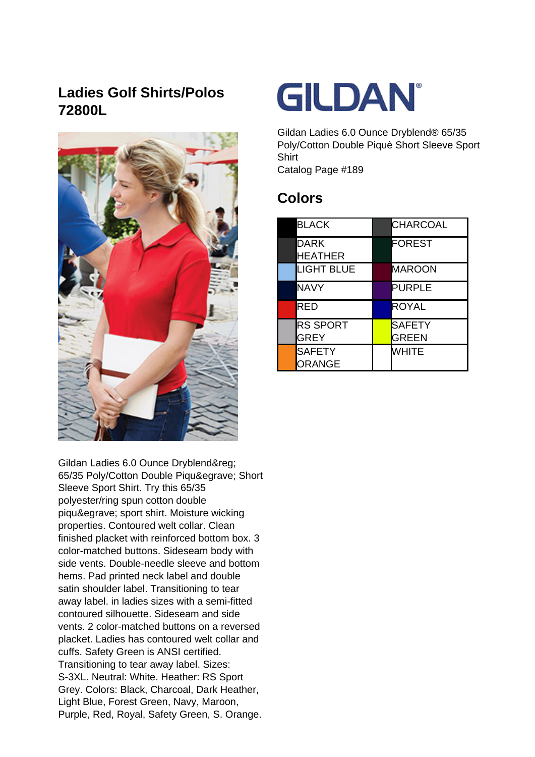# Ladies Golf Shirts/Polos 72800L

GILDAN

Gildan Ladies 6.0 Ounce Dryblend® 65/35 Poly/Cotton Double Piquè Short Sleeve Sport Shirt
Catalog Page #189

## Colors

| Color | Color |
|---|---|
| BLACK | CHARCOAL |
| DARK HEATHER | FOREST |
| LIGHT BLUE | MAROON |
| NAVY | PURPLE |
| RED | ROYAL |
| RS SPORT GREY | SAFETY GREEN |
| SAFETY ORANGE | WHITE |

Gildan Ladies 6.0 Ounce Dryblend&reg; 65/35 Poly/Cotton Double Piqu&egrave; Short Sleeve Sport Shirt. Try this 65/35 polyester/ring spun cotton double piqu&egrave; sport shirt. Moisture wicking properties. Contoured welt collar. Clean finished placket with reinforced bottom box. 3 color-matched buttons. Sideseam body with side vents. Double-needle sleeve and bottom hems. Pad printed neck label and double satin shoulder label. Transitioning to tear away label. in ladies sizes with a semi-fitted contoured silhouette. Sideseam and side vents. 2 color-matched buttons on a reversed placket. Ladies has contoured welt collar and cuffs. Safety Green is ANSI certified. Transitioning to tear away label. Sizes: S-3XL. Neutral: White. Heather: RS Sport Grey. Colors: Black, Charcoal, Dark Heather, Light Blue, Forest Green, Navy, Maroon, Purple, Red, Royal, Safety Green, S. Orange.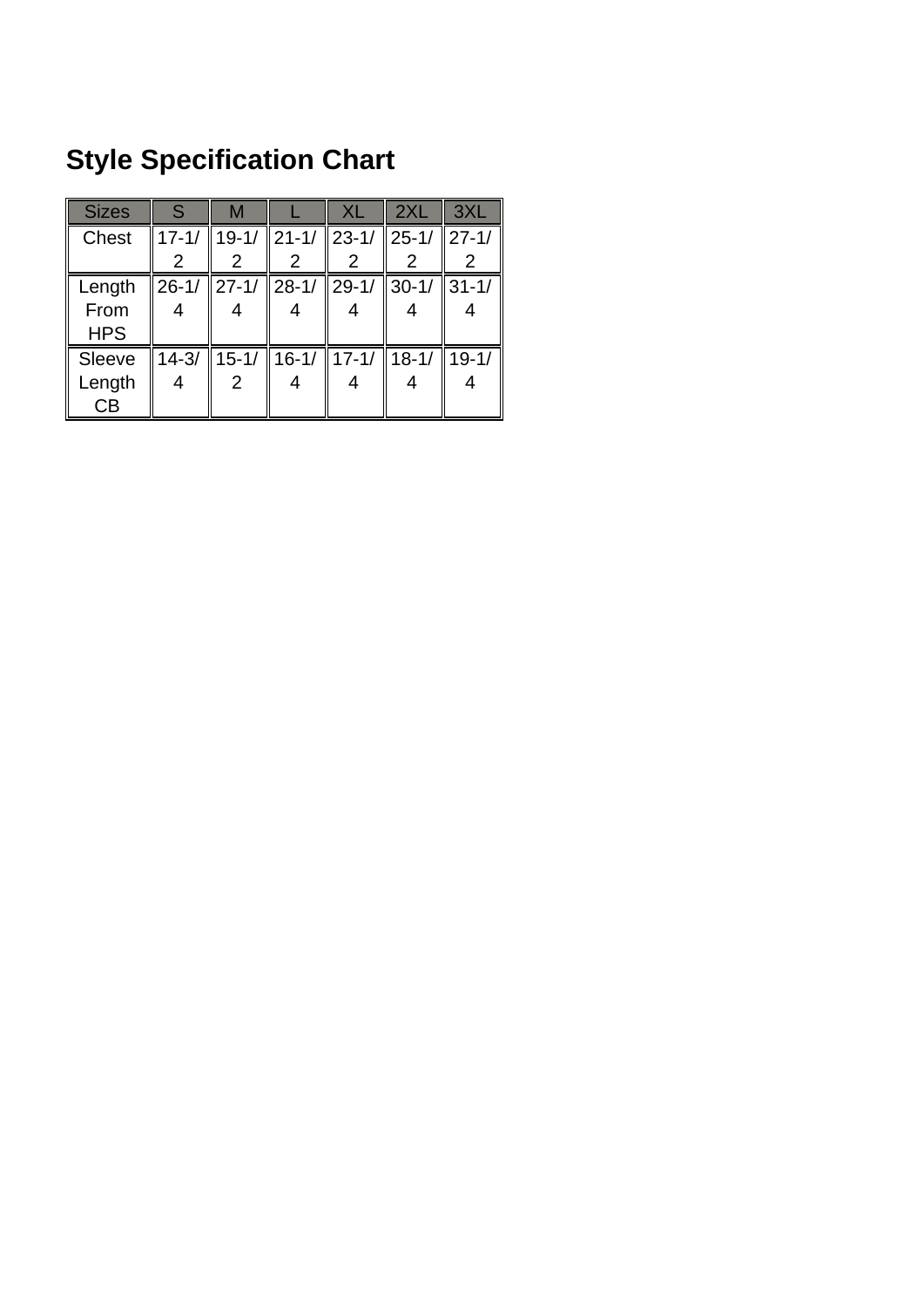## Style Specification Chart

| Sizes | S | M | L | XL | 2XL | 3XL |
|---|---|---|---|---|---|---|
| Chest | 17-1/2 | 19-1/2 | 21-1/2 | 23-1/2 | 25-1/2 | 27-1/2 |
| Length From HPS | 26-1/4 | 27-1/4 | 28-1/4 | 29-1/4 | 30-1/4 | 31-1/4 |
| Sleeve Length CB | 14-3/4 | 15-1/2 | 16-1/4 | 17-1/4 | 18-1/4 | 19-1/4 |